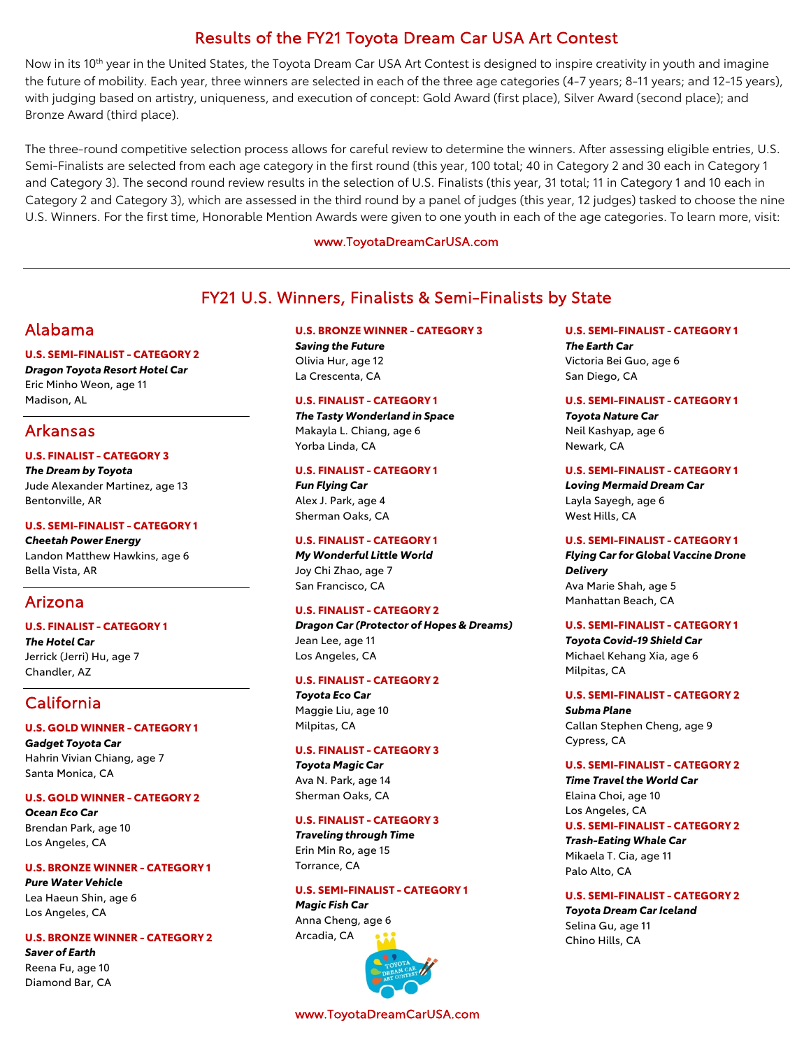# Results of the FY21 Toyota Dream Car USA Art Contest

Now in its 10th year in the United States, the Toyota Dream Car USA Art Contest is designed to inspire creativity in youth and imagine the future of mobility. Each year, three winners are selected in each of the three age categories (4–7 years; 8–11 years; and 12–15 years), with judging based on artistry, uniqueness, and execution of concept: Gold Award (first place), Silver Award (second place); and Bronze Award (third place).

The three-round competitive selection process allows for careful review to determine the winners. After assessing eligible entries, U.S. Semi-Finalists are selected from each age category in the first round (this year, 100 total; 40 in Category 2 and 30 each in Category 1 and Category 3). The second round review results in the selection of U.S. Finalists (this year, 31 total; 11 in Category 1 and 10 each in Category 2 and Category 3), which are assessed in the third round by a panel of judges (this year, 12 judges) tasked to choose the nine U.S. Winners. For the first time, Honorable Mention Awards were given to one youth in each of the age categories. To learn more, visit:

www.ToyotaDreamCarUSA.com

---

## FY21 U.S. Winners, Finalists & Semi-Finalists by State

### Alabama

**U.S. SEMI-FINALIST - CATEGORY 2**
***Dragon Toyota Resort Hotel Car***
Eric Minho Weon, age 11
Madison, AL

### Arkansas

**U.S. FINALIST - CATEGORY 3**
***The Dream by Toyota***
Jude Alexander Martinez, age 13
Bentonville, AR

**U.S. SEMI-FINALIST - CATEGORY 1**
***Cheetah Power Energy***
Landon Matthew Hawkins, age 6
Bella Vista, AR

### Arizona

**U.S. FINALIST - CATEGORY 1**
***The Hotel Car***
Jerrick (Jerri) Hu, age 7
Chandler, AZ

### California

**U.S. GOLD WINNER - CATEGORY 1**
***Gadget Toyota Car***
Hahrin Vivian Chiang, age 7
Santa Monica, CA

**U.S. GOLD WINNER - CATEGORY 2**
***Ocean Eco Car***
Brendan Park, age 10
Los Angeles, CA

**U.S. BRONZE WINNER - CATEGORY 1**
***Pure Water Vehicle***
Lea Haeun Shin, age 6
Los Angeles, CA

**U.S. BRONZE WINNER - CATEGORY 2**
***Saver of Earth***
Reena Fu, age 10
Diamond Bar, CA

**U.S. BRONZE WINNER - CATEGORY 3**
***Saving the Future***
Olivia Hur, age 12
La Crescenta, CA

**U.S. FINALIST - CATEGORY 1**
***The Tasty Wonderland in Space***
Makayla L. Chiang, age 6
Yorba Linda, CA

**U.S. FINALIST - CATEGORY 1**
***Fun Flying Car***
Alex J. Park, age 4
Sherman Oaks, CA

**U.S. FINALIST - CATEGORY 1**
***My Wonderful Little World***
Joy Chi Zhao, age 7
San Francisco, CA

**U.S. FINALIST - CATEGORY 2**
***Dragon Car (Protector of Hopes & Dreams)***
Jean Lee, age 11
Los Angeles, CA

**U.S. FINALIST - CATEGORY 2**
***Toyota Eco Car***
Maggie Liu, age 10
Milpitas, CA

**U.S. FINALIST - CATEGORY 3**
***Toyota Magic Car***
Ava N. Park, age 14
Sherman Oaks, CA

**U.S. FINALIST - CATEGORY 3**
***Traveling through Time***
Erin Min Ro, age 15
Torrance, CA

**U.S. SEMI-FINALIST - CATEGORY 1**
***Magic Fish Car***
Anna Cheng, age 6
Arcadia, CA

**U.S. SEMI-FINALIST - CATEGORY 1**
***The Earth Car***
Victoria Bei Guo, age 6
San Diego, CA

**U.S. SEMI-FINALIST - CATEGORY 1**
***Toyota Nature Car***
Neil Kashyap, age 6
Newark, CA

**U.S. SEMI-FINALIST - CATEGORY 1**
***Loving Mermaid Dream Car***
Layla Sayegh, age 6
West Hills, CA

**U.S. SEMI-FINALIST - CATEGORY 1**
***Flying Car for Global Vaccine Drone Delivery***
Ava Marie Shah, age 5
Manhattan Beach, CA

**U.S. SEMI-FINALIST - CATEGORY 1**
***Toyota Covid-19 Shield Car***
Michael Kehang Xia, age 6
Milpitas, CA

**U.S. SEMI-FINALIST - CATEGORY 2**
***Subma Plane***
Callan Stephen Cheng, age 9
Cypress, CA

**U.S. SEMI-FINALIST - CATEGORY 2**
***Time Travel the World Car***
Elaina Choi, age 10
Los Angeles, CA

**U.S. SEMI-FINALIST - CATEGORY 2**
***Trash-Eating Whale Car***
Mikaela T. Cia, age 11
Palo Alto, CA

**U.S. SEMI-FINALIST - CATEGORY 2**
***Toyota Dream Car Iceland***
Selina Gu, age 11
Chino Hills, CA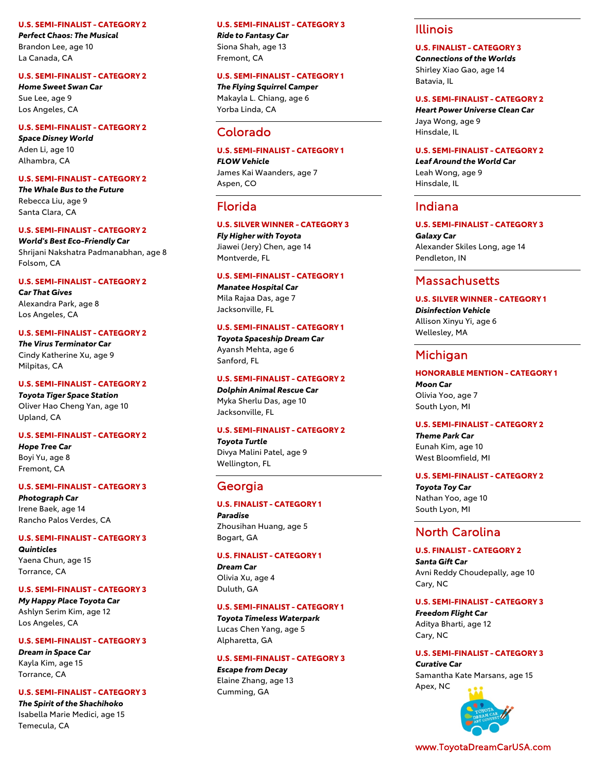**U.S. SEMI-FINALIST - CATEGORY 2**
***Perfect Chaos: The Musical***
Brandon Lee, age 10
La Canada, CA

**U.S. SEMI-FINALIST - CATEGORY 2**
***Home Sweet Swan Car***
Sue Lee, age 9
Los Angeles, CA

**U.S. SEMI-FINALIST - CATEGORY 2**
***Space Disney World***
Aden Li, age 10
Alhambra, CA

**U.S. SEMI-FINALIST - CATEGORY 2**
***The Whale Bus to the Future***
Rebecca Liu, age 9
Santa Clara, CA

**U.S. SEMI-FINALIST - CATEGORY 2**
***World's Best Eco-Friendly Car***
Shrijani Nakshatra Padmanabhan, age 8
Folsom, CA

**U.S. SEMI-FINALIST - CATEGORY 2**
***Car That Gives***
Alexandra Park, age 8
Los Angeles, CA

**U.S. SEMI-FINALIST - CATEGORY 2**
***The Virus Terminator Car***
Cindy Katherine Xu, age 9
Milpitas, CA

**U.S. SEMI-FINALIST - CATEGORY 2**
***Toyota Tiger Space Station***
Oliver Hao Cheng Yan, age 10
Upland, CA

**U.S. SEMI-FINALIST - CATEGORY 2**
***Hope Tree Car***
Boyi Yu, age 8
Fremont, CA

**U.S. SEMI-FINALIST - CATEGORY 3**
***Photograph Car***
Irene Baek, age 14
Rancho Palos Verdes, CA

**U.S. SEMI-FINALIST - CATEGORY 3**
***Quinticles***
Yaena Chun, age 15
Torrance, CA

**U.S. SEMI-FINALIST - CATEGORY 3**
***My Happy Place Toyota Car***
Ashlyn Serim Kim, age 12
Los Angeles, CA

**U.S. SEMI-FINALIST - CATEGORY 3**
***Dream in Space Car***
Kayla Kim, age 15
Torrance, CA

**U.S. SEMI-FINALIST - CATEGORY 3**
***The Spirit of the Shachihoko***
Isabella Marie Medici, age 15
Temecula, CA

**U.S. SEMI-FINALIST - CATEGORY 3**
***Ride to Fantasy Car***
Siona Shah, age 13
Fremont, CA

**U.S. SEMI-FINALIST - CATEGORY 1**
***The Flying Squirrel Camper***
Makayla L. Chiang, age 6
Yorba Linda, CA

## Colorado

**U.S. SEMI-FINALIST - CATEGORY 1**
***FLOW Vehicle***
James Kai Waanders, age 7
Aspen, CO

## Florida

**U.S. SILVER WINNER - CATEGORY 3**
***Fly Higher with Toyota***
Jiawei (Jery) Chen, age 14
Montverde, FL

**U.S. SEMI-FINALIST - CATEGORY 1**
***Manatee Hospital Car***
Mila Rajaa Das, age 7
Jacksonville, FL

**U.S. SEMI-FINALIST - CATEGORY 1**
***Toyota Spaceship Dream Car***
Ayansh Mehta, age 6
Sanford, FL

**U.S. SEMI-FINALIST - CATEGORY 2**
***Dolphin Animal Rescue Car***
Myka Sherlu Das, age 10
Jacksonville, FL

**U.S. SEMI-FINALIST - CATEGORY 2**
***Toyota Turtle***
Divya Malini Patel, age 9
Wellington, FL

## Georgia

**U.S. FINALIST - CATEGORY 1**
***Paradise***
Zhousihan Huang, age 5
Bogart, GA

**U.S. FINALIST - CATEGORY 1**
***Dream Car***
Olivia Xu, age 4
Duluth, GA

**U.S. SEMI-FINALIST - CATEGORY 1**
***Toyota Timeless Waterpark***
Lucas Chen Yang, age 5
Alpharetta, GA

**U.S. SEMI-FINALIST - CATEGORY 3**
***Escape from Decay***
Elaine Zhang, age 13
Cumming, GA

## Illinois

**U.S. FINALIST - CATEGORY 3**
***Connections of the Worlds***
Shirley Xiao Gao, age 14
Batavia, IL

**U.S. SEMI-FINALIST - CATEGORY 2**
***Heart Power Universe Clean Car***
Jaya Wong, age 9
Hinsdale, IL

**U.S. SEMI-FINALIST - CATEGORY 2**
***Leaf Around the World Car***
Leah Wong, age 9
Hinsdale, IL

## Indiana

**U.S. SEMI-FINALIST - CATEGORY 3**
***Galaxy Car***
Alexander Skiles Long, age 14
Pendleton, IN

## Massachusetts

**U.S. SILVER WINNER - CATEGORY 1**
***Disinfection Vehicle***
Allison Xinyu Yi, age 6
Wellesley, MA

## Michigan

**HONORABLE MENTION - CATEGORY 1**
***Moon Car***
Olivia Yoo, age 7
South Lyon, MI

**U.S. SEMI-FINALIST - CATEGORY 2**
***Theme Park Car***
Eunah Kim, age 10
West Bloomfield, MI

**U.S. SEMI-FINALIST - CATEGORY 2**
***Toyota Toy Car***
Nathan Yoo, age 10
South Lyon, MI

## North Carolina

**U.S. FINALIST - CATEGORY 2**
***Santa Gift Car***
Avni Reddy Choudepally, age 10
Cary, NC

**U.S. SEMI-FINALIST - CATEGORY 3**
***Freedom Flight Car***
Aditya Bharti, age 12
Cary, NC

**U.S. SEMI-FINALIST - CATEGORY 3**
***Curative Car***
Samantha Kate Marsans, age 15
Apex, NC

www.ToyotaDreamCarUSA.com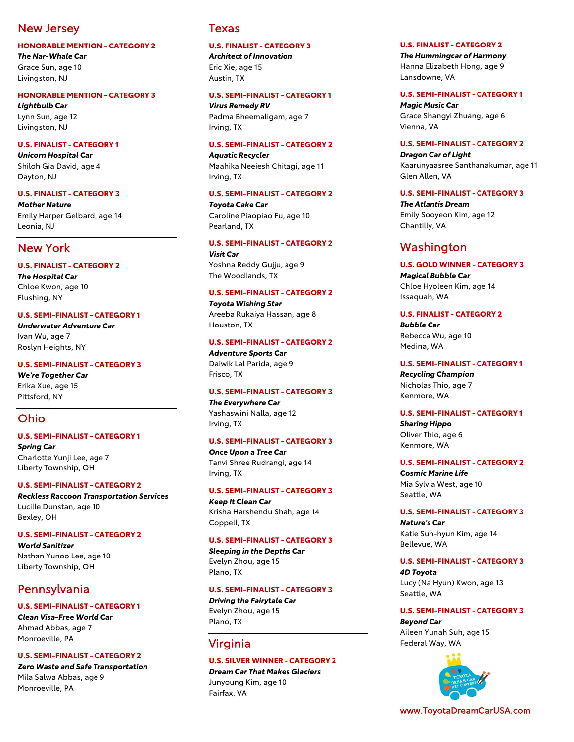## New Jersey

**HONORABLE MENTION - CATEGORY 2**
***The Nar-Whale Car***
Grace Sun, age 10
Livingston, NJ

**HONORABLE MENTION - CATEGORY 3**
***Lightbulb Car***
Lynn Sun, age 12
Livingston, NJ

**U.S. FINALIST - CATEGORY 1**
***Unicorn Hospital Car***
Shiloh Gia David, age 4
Dayton, NJ

**U.S. FINALIST - CATEGORY 3**
***Mother Nature***
Emily Harper Gelbard, age 14
Leonia, NJ

## New York

**U.S. FINALIST - CATEGORY 2**
***The Hospital Car***
Chloe Kwon, age 10
Flushing, NY

**U.S. SEMI-FINALIST - CATEGORY 1**
***Underwater Adventure Car***
Ivan Wu, age 7
Roslyn Heights, NY

**U.S. SEMI-FINALIST - CATEGORY 3**
***We're Together Car***
Erika Xue, age 15
Pittsford, NY

## Ohio

**U.S. SEMI-FINALIST - CATEGORY 1**
***Spring Car***
Charlotte Yunji Lee, age 7
Liberty Township, OH

**U.S. SEMI-FINALIST - CATEGORY 2**
***Reckless Raccoon Transportation Services***
Lucille Dunstan, age 10
Bexley, OH

**U.S. SEMI-FINALIST - CATEGORY 2**
***World Sanitizer***
Nathan Yunoo Lee, age 10
Liberty Township, OH

## Pennsylvania

**U.S. SEMI-FINALIST - CATEGORY 1**
***Clean Visa-Free World Car***
Ahmad Abbas, age 7
Monroeville, PA

**U.S. SEMI-FINALIST - CATEGORY 2**
***Zero Waste and Safe Transportation***
Mila Salwa Abbas, age 9
Monroeville, PA

## Texas

**U.S. FINALIST - CATEGORY 3**
***Architect of Innovation***
Eric Xie, age 15
Austin, TX

**U.S. SEMI-FINALIST - CATEGORY 1**
***Virus Remedy RV***
Padma Bheemaligam, age 7
Irving, TX

**U.S. SEMI-FINALIST - CATEGORY 2**
***Aquatic Recycler***
Maahika Neeiesh Chitagi, age 11
Irving, TX

**U.S. SEMI-FINALIST - CATEGORY 2**
***Toyota Cake Car***
Caroline Piaopiao Fu, age 10
Pearland, TX

**U.S. SEMI-FINALIST - CATEGORY 2**
***Visit Car***
Yoshna Reddy Gujju, age 9
The Woodlands, TX

**U.S. SEMI-FINALIST - CATEGORY 2**
***Toyota Wishing Star***
Areeba Rukaiya Hassan, age 8
Houston, TX

**U.S. SEMI-FINALIST - CATEGORY 2**
***Adventure Sports Car***
Daiwik Lal Parida, age 9
Frisco, TX

**U.S. SEMI-FINALIST - CATEGORY 3**
***The Everywhere Car***
Yashaswini Nalla, age 12
Irving, TX

**U.S. SEMI-FINALIST - CATEGORY 3**
***Once Upon a Tree Car***
Tanvi Shree Rudrangi, age 14
Irving, TX

**U.S. SEMI-FINALIST - CATEGORY 3**
***Keep It Clean Car***
Krisha Harshendu Shah, age 14
Coppell, TX

**U.S. SEMI-FINALIST - CATEGORY 3**
***Sleeping in the Depths Car***
Evelyn Zhou, age 15
Plano, TX

**U.S. SEMI-FINALIST - CATEGORY 3**
***Driving the Fairytale Car***
Evelyn Zhou, age 15
Plano, TX

## Virginia

**U.S. SILVER WINNER - CATEGORY 2**
***Dream Car That Makes Glaciers***
Junyoung Kim, age 10
Fairfax, VA

**U.S. FINALIST - CATEGORY 2**
***The Hummingcar of Harmony***
Hanna Elizabeth Hong, age 9
Lansdowne, VA

**U.S. SEMI-FINALIST - CATEGORY 1**
***Magic Music Car***
Grace Shangyi Zhuang, age 6
Vienna, VA

**U.S. SEMI-FINALIST - CATEGORY 2**
***Dragon Car of Light***
Kaarunyaasree Santhanakumar, age 11
Glen Allen, VA

**U.S. SEMI-FINALIST - CATEGORY 3**
***The Atlantis Dream***
Emily Sooyeon Kim, age 12
Chantilly, VA

## Washington

**U.S. GOLD WINNER - CATEGORY 3**
***Magical Bubble Car***
Chloe Hyoleen Kim, age 14
Issaquah, WA

**U.S. FINALIST - CATEGORY 2**
***Bubble Car***
Rebecca Wu, age 10
Medina, WA

**U.S. SEMI-FINALIST - CATEGORY 1**
***Recycling Champion***
Nicholas Thio, age 7
Kenmore, WA

**U.S. SEMI-FINALIST - CATEGORY 1**
***Sharing Hippo***
Oliver Thio, age 6
Kenmore, WA

**U.S. SEMI-FINALIST - CATEGORY 2**
***Cosmic Marine Life***
Mia Sylvia West, age 10
Seattle, WA

**U.S. SEMI-FINALIST - CATEGORY 3**
***Nature's Car***
Katie Sun-hyun Kim, age 14
Bellevue, WA

**U.S. SEMI-FINALIST - CATEGORY 3**
***4D Toyota***
Lucy (Na Hyun) Kwon, age 13
Seattle, WA

**U.S. SEMI-FINALIST - CATEGORY 3**
***Beyond Car***
Aileen Yunah Suh, age 15
Federal Way, WA

TOYOTA DREAM CAR ART CONTEST

www.ToyotaDreamCarUSA.com